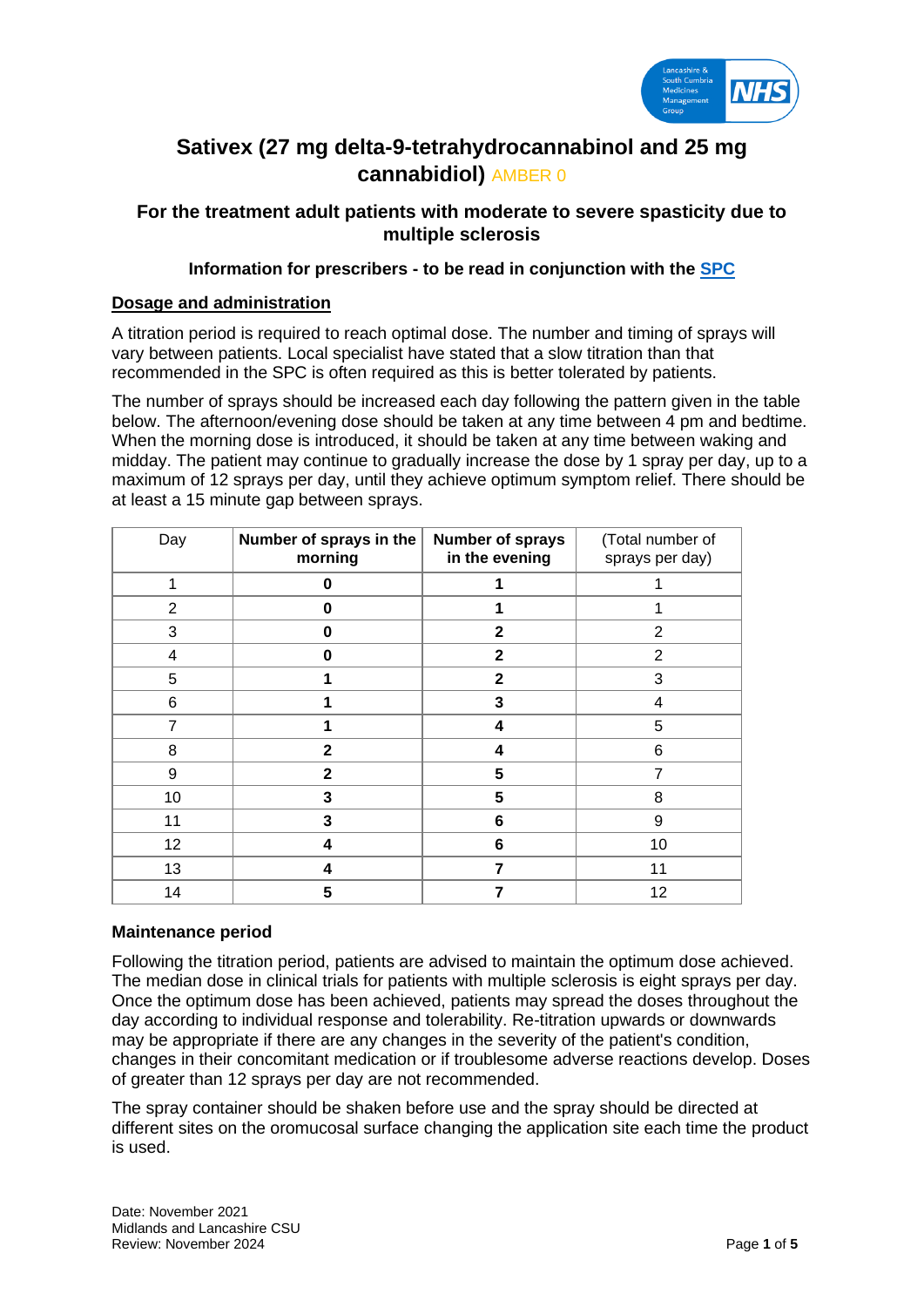# Sativex (27 mg delta-9-tetrahydrocannabinol and 25 mg cannabidiol) AMBER 0

## For the treatment adult patients with moderate to severe spasticity due to multiple sclerosis

### Information for prescribers - to be read in conjunction with the SPC

### Dosage and administration

A titration period is required to reach optimal dose. The number and timing of sprays will vary between patients. Local specialist have stated that a slow titration than that recommended in the SPC is often required as this is better tolerated by patients.

The number of sprays should be increased each day following the pattern given in the table below. The afternoon/evening dose should be taken at any time between 4 pm and bedtime. When the morning dose is introduced, it should be taken at any time between waking and midday. The patient may continue to gradually increase the dose by 1 spray per day, up to a maximum of 12 sprays per day, until they achieve optimum symptom relief. There should be at least a 15 minute gap between sprays.

| Day | Number of sprays in the morning | Number of sprays in the evening | (Total number of sprays per day) |
|---|---|---|---|
| 1 | **0** | **1** | 1 |
| 2 | **0** | **1** | 1 |
| 3 | **0** | **2** | 2 |
| 4 | **0** | **2** | 2 |
| 5 | **1** | **2** | 3 |
| 6 | **1** | **3** | 4 |
| 7 | **1** | **4** | 5 |
| 8 | **2** | **4** | 6 |
| 9 | **2** | **5** | 7 |
| 10 | **3** | **5** | 8 |
| 11 | **3** | **6** | 9 |
| 12 | **4** | **6** | 10 |
| 13 | **4** | **7** | 11 |
| 14 | **5** | **7** | 12 |

**Maintenance period**

Following the titration period, patients are advised to maintain the optimum dose achieved. The median dose in clinical trials for patients with multiple sclerosis is eight sprays per day. Once the optimum dose has been achieved, patients may spread the doses throughout the day according to individual response and tolerability. Re-titration upwards or downwards may be appropriate if there are any changes in the severity of the patient's condition, changes in their concomitant medication or if troublesome adverse reactions develop. Doses of greater than 12 sprays per day are not recommended.

The spray container should be shaken before use and the spray should be directed at different sites on the oromucosal surface changing the application site each time the product is used.

Date: November 2021
Midlands and Lancashire CSU
Review: November 2024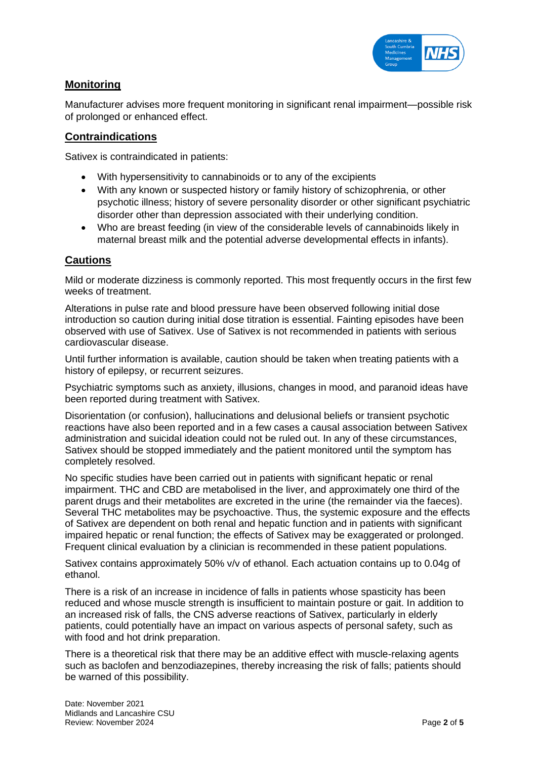## Monitoring

Manufacturer advises more frequent monitoring in significant renal impairment—possible risk of prolonged or enhanced effect.

## Contraindications

Sativex is contraindicated in patients:

- With hypersensitivity to cannabinoids or to any of the excipients
- With any known or suspected history or family history of schizophrenia, or other psychotic illness; history of severe personality disorder or other significant psychiatric disorder other than depression associated with their underlying condition.
- Who are breast feeding (in view of the considerable levels of cannabinoids likely in maternal breast milk and the potential adverse developmental effects in infants).

## Cautions

Mild or moderate dizziness is commonly reported. This most frequently occurs in the first few weeks of treatment.

Alterations in pulse rate and blood pressure have been observed following initial dose introduction so caution during initial dose titration is essential. Fainting episodes have been observed with use of Sativex. Use of Sativex is not recommended in patients with serious cardiovascular disease.

Until further information is available, caution should be taken when treating patients with a history of epilepsy, or recurrent seizures.

Psychiatric symptoms such as anxiety, illusions, changes in mood, and paranoid ideas have been reported during treatment with Sativex.

Disorientation (or confusion), hallucinations and delusional beliefs or transient psychotic reactions have also been reported and in a few cases a causal association between Sativex administration and suicidal ideation could not be ruled out. In any of these circumstances, Sativex should be stopped immediately and the patient monitored until the symptom has completely resolved.

No specific studies have been carried out in patients with significant hepatic or renal impairment. THC and CBD are metabolised in the liver, and approximately one third of the parent drugs and their metabolites are excreted in the urine (the remainder via the faeces). Several THC metabolites may be psychoactive. Thus, the systemic exposure and the effects of Sativex are dependent on both renal and hepatic function and in patients with significant impaired hepatic or renal function; the effects of Sativex may be exaggerated or prolonged. Frequent clinical evaluation by a clinician is recommended in these patient populations.

Sativex contains approximately 50% v/v of ethanol. Each actuation contains up to 0.04g of ethanol.

There is a risk of an increase in incidence of falls in patients whose spasticity has been reduced and whose muscle strength is insufficient to maintain posture or gait. In addition to an increased risk of falls, the CNS adverse reactions of Sativex, particularly in elderly patients, could potentially have an impact on various aspects of personal safety, such as with food and hot drink preparation.

There is a theoretical risk that there may be an additive effect with muscle-relaxing agents such as baclofen and benzodiazepines, thereby increasing the risk of falls; patients should be warned of this possibility.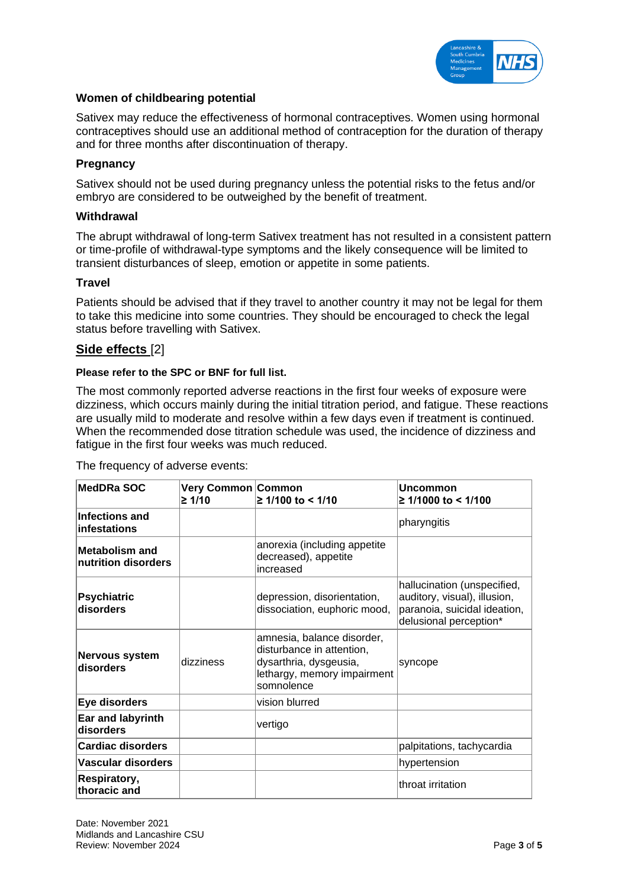### Women of childbearing potential

Sativex may reduce the effectiveness of hormonal contraceptives. Women using hormonal contraceptives should use an additional method of contraception for the duration of therapy and for three months after discontinuation of therapy.

### Pregnancy

Sativex should not be used during pregnancy unless the potential risks to the fetus and/or embryo are considered to be outweighed by the benefit of treatment.

### Withdrawal

The abrupt withdrawal of long-term Sativex treatment has not resulted in a consistent pattern or time-profile of withdrawal-type symptoms and the likely consequence will be limited to transient disturbances of sleep, emotion or appetite in some patients.

### Travel

Patients should be advised that if they travel to another country it may not be legal for them to take this medicine into some countries. They should be encouraged to check the legal status before travelling with Sativex.

## Side effects [2]

**Please refer to the SPC or BNF for full list.**

The most commonly reported adverse reactions in the first four weeks of exposure were dizziness, which occurs mainly during the initial titration period, and fatigue. These reactions are usually mild to moderate and resolve within a few days even if treatment is continued. When the recommended dose titration schedule was used, the incidence of dizziness and fatigue in the first four weeks was much reduced.

The frequency of adverse events:

| MedDRa SOC | Very Common ≥ 1/10 | Common ≥ 1/100 to < 1/10 | Uncommon ≥ 1/1000 to < 1/100 |
|---|---|---|---|
| **Infections and infestations** | | | pharyngitis |
| **Metabolism and nutrition disorders** | | anorexia (including appetite decreased), appetite increased | |
| **Psychiatric disorders** | | depression, disorientation, dissociation, euphoric mood, | hallucination (unspecified, auditory, visual), illusion, paranoia, suicidal ideation, delusional perception* |
| **Nervous system disorders** | dizziness | amnesia, balance disorder, disturbance in attention, dysarthria, dysgeusia, lethargy, memory impairment somnolence | syncope |
| **Eye disorders** | | vision blurred | |
| **Ear and labyrinth disorders** | | vertigo | |
| **Cardiac disorders** | | | palpitations, tachycardia |
| **Vascular disorders** | | | hypertension |
| **Respiratory, thoracic and** | | | throat irritation |

Date: November 2021
Midlands and Lancashire CSU
Review: November 2024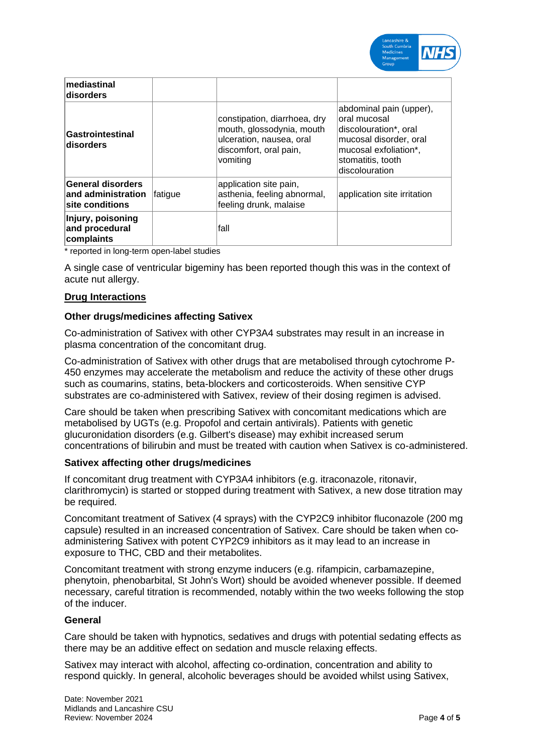| | | | |
|---|---|---|---|
| **mediastinal disorders** | | | |
| **Gastrointestinal disorders** | | constipation, diarrhoea, dry mouth, glossodynia, mouth ulceration, nausea, oral discomfort, oral pain, vomiting | abdominal pain (upper), oral mucosal discolouration*, oral mucosal disorder, oral mucosal exfoliation*, stomatitis, tooth discolouration |
| **General disorders and administration site conditions** | fatigue | application site pain, asthenia, feeling abnormal, feeling drunk, malaise | application site irritation |
| **Injury, poisoning and procedural complaints** | | fall | |

* reported in long-term open-label studies

A single case of ventricular bigeminy has been reported though this was in the context of acute nut allergy.

## Drug Interactions

### Other drugs/medicines affecting Sativex

Co-administration of Sativex with other CYP3A4 substrates may result in an increase in plasma concentration of the concomitant drug.

Co-administration of Sativex with other drugs that are metabolised through cytochrome P-450 enzymes may accelerate the metabolism and reduce the activity of these other drugs such as coumarins, statins, beta-blockers and corticosteroids. When sensitive CYP substrates are co-administered with Sativex, review of their dosing regimen is advised.

Care should be taken when prescribing Sativex with concomitant medications which are metabolised by UGTs (e.g. Propofol and certain antivirals). Patients with genetic glucuronidation disorders (e.g. Gilbert's disease) may exhibit increased serum concentrations of bilirubin and must be treated with caution when Sativex is co-administered.

### Sativex affecting other drugs/medicines

If concomitant drug treatment with CYP3A4 inhibitors (e.g. itraconazole, ritonavir, clarithromycin) is started or stopped during treatment with Sativex, a new dose titration may be required.

Concomitant treatment of Sativex (4 sprays) with the CYP2C9 inhibitor fluconazole (200 mg capsule) resulted in an increased concentration of Sativex. Care should be taken when co-administering Sativex with potent CYP2C9 inhibitors as it may lead to an increase in exposure to THC, CBD and their metabolites.

Concomitant treatment with strong enzyme inducers (e.g. rifampicin, carbamazepine, phenytoin, phenobarbital, St John's Wort) should be avoided whenever possible. If deemed necessary, careful titration is recommended, notably within the two weeks following the stop of the inducer.

### General

Care should be taken with hypnotics, sedatives and drugs with potential sedating effects as there may be an additive effect on sedation and muscle relaxing effects.

Sativex may interact with alcohol, affecting co-ordination, concentration and ability to respond quickly. In general, alcoholic beverages should be avoided whilst using Sativex,

Date: November 2021
Midlands and Lancashire CSU
Review: November 2024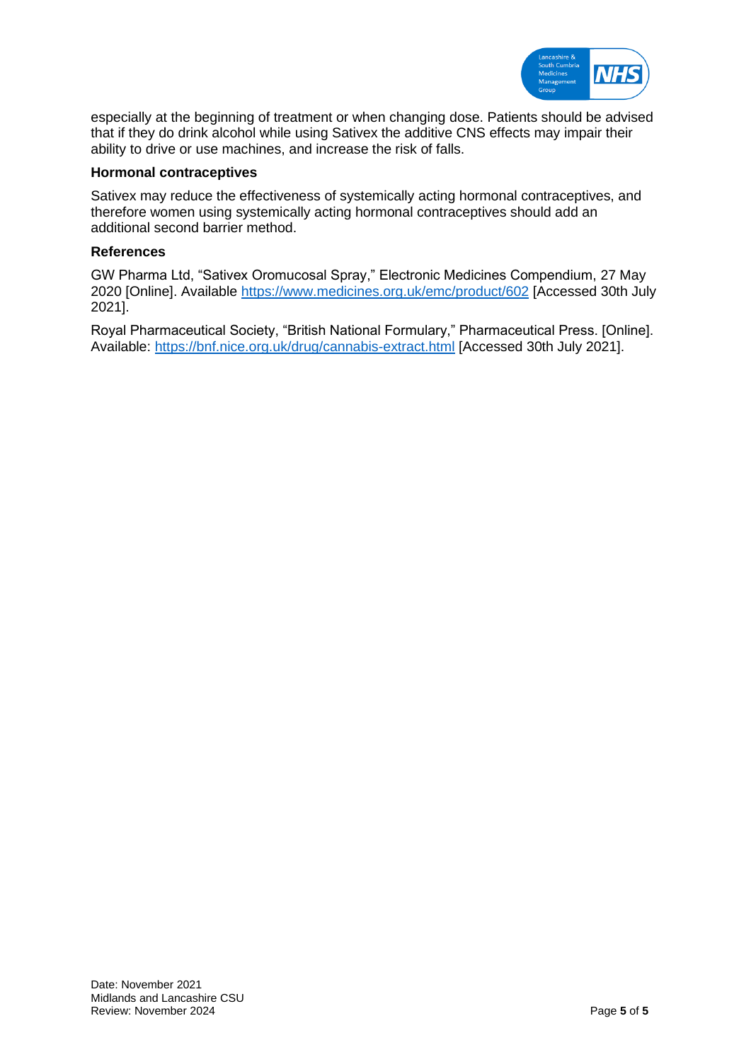especially at the beginning of treatment or when changing dose. Patients should be advised that if they do drink alcohol while using Sativex the additive CNS effects may impair their ability to drive or use machines, and increase the risk of falls.

**Hormonal contraceptives**

Sativex may reduce the effectiveness of systemically acting hormonal contraceptives, and therefore women using systemically acting hormonal contraceptives should add an additional second barrier method.

**References**

GW Pharma Ltd, "Sativex Oromucosal Spray," Electronic Medicines Compendium, 27 May 2020 [Online]. Available https://www.medicines.org.uk/emc/product/602 [Accessed 30th July 2021].

Royal Pharmaceutical Society, "British National Formulary," Pharmaceutical Press. [Online]. Available: https://bnf.nice.org.uk/drug/cannabis-extract.html [Accessed 30th July 2021].

Date: November 2021
Midlands and Lancashire CSU
Review: November 2024